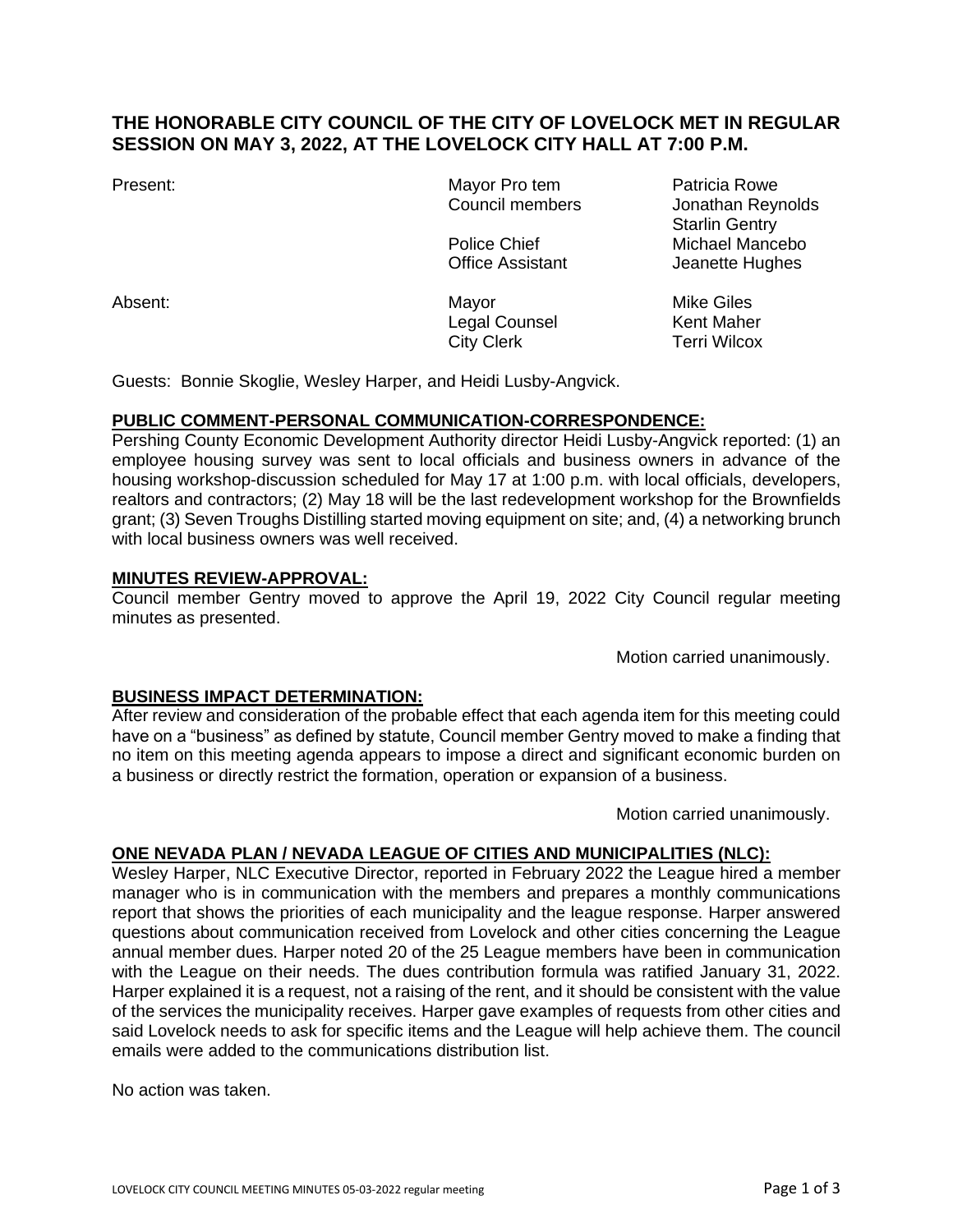# THE HONORABLE CITY COUNCIL OF THE CITY OF LOVELOCK MET IN REGULAR SESSION ON MAY 3, 2022, AT THE LOVELOCK CITY HALL AT 7:00 P.M.

| | | |
|---|---|---|
| Present: | Mayor Pro tem | Patricia Rowe |
| | Council members | Jonathan Reynolds |
| | | Starlin Gentry |
| | Police Chief | Michael Mancebo |
| | Office Assistant | Jeanette Hughes |
| Absent: | Mayor | Mike Giles |
| | Legal Counsel | Kent Maher |
| | City Clerk | Terri Wilcox |

Guests: Bonnie Skoglie, Wesley Harper, and Heidi Lusby-Angvick.

**PUBLIC COMMENT-PERSONAL COMMUNICATION-CORRESPONDENCE:**

Pershing County Economic Development Authority director Heidi Lusby-Angvick reported: (1) an employee housing survey was sent to local officials and business owners in advance of the housing workshop-discussion scheduled for May 17 at 1:00 p.m. with local officials, developers, realtors and contractors; (2) May 18 will be the last redevelopment workshop for the Brownfields grant; (3) Seven Troughs Distilling started moving equipment on site; and, (4) a networking brunch with local business owners was well received.

**MINUTES REVIEW-APPROVAL:**

Council member Gentry moved to approve the April 19, 2022 City Council regular meeting minutes as presented.

Motion carried unanimously.

**BUSINESS IMPACT DETERMINATION:**

After review and consideration of the probable effect that each agenda item for this meeting could have on a "business" as defined by statute, Council member Gentry moved to make a finding that no item on this meeting agenda appears to impose a direct and significant economic burden on a business or directly restrict the formation, operation or expansion of a business.

Motion carried unanimously.

**ONE NEVADA PLAN / NEVADA LEAGUE OF CITIES AND MUNICIPALITIES (NLC):**

Wesley Harper, NLC Executive Director, reported in February 2022 the League hired a member manager who is in communication with the members and prepares a monthly communications report that shows the priorities of each municipality and the league response. Harper answered questions about communication received from Lovelock and other cities concerning the League annual member dues. Harper noted 20 of the 25 League members have been in communication with the League on their needs. The dues contribution formula was ratified January 31, 2022. Harper explained it is a request, not a raising of the rent, and it should be consistent with the value of the services the municipality receives. Harper gave examples of requests from other cities and said Lovelock needs to ask for specific items and the League will help achieve them. The council emails were added to the communications distribution list.

No action was taken.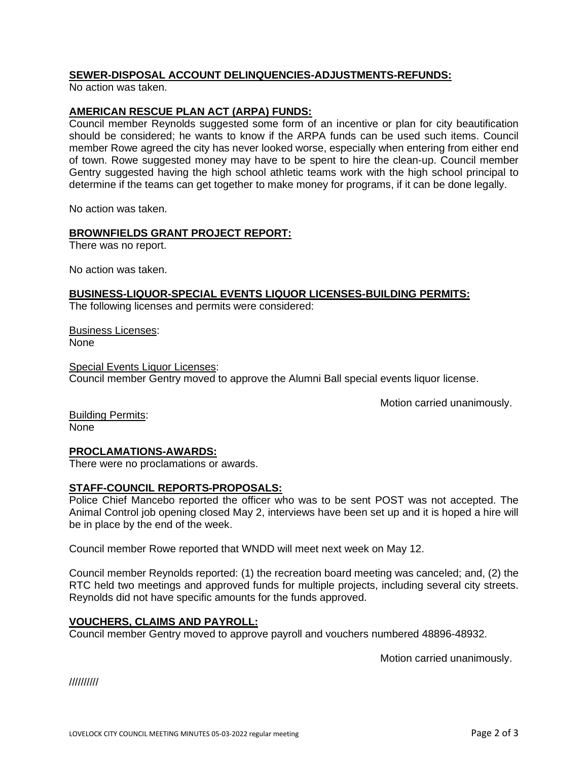**SEWER-DISPOSAL ACCOUNT DELINQUENCIES-ADJUSTMENTS-REFUNDS:**

No action was taken.

**AMERICAN RESCUE PLAN ACT (ARPA) FUNDS:**

Council member Reynolds suggested some form of an incentive or plan for city beautification should be considered; he wants to know if the ARPA funds can be used such items. Council member Rowe agreed the city has never looked worse, especially when entering from either end of town. Rowe suggested money may have to be spent to hire the clean-up. Council member Gentry suggested having the high school athletic teams work with the high school principal to determine if the teams can get together to make money for programs, if it can be done legally.

No action was taken.

**BROWNFIELDS GRANT PROJECT REPORT:**

There was no report.

No action was taken.

**BUSINESS-LIQUOR-SPECIAL EVENTS LIQUOR LICENSES-BUILDING PERMITS:**

The following licenses and permits were considered:

Business Licenses:
None

Special Events Liquor Licenses:
Council member Gentry moved to approve the Alumni Ball special events liquor license.

Motion carried unanimously.

Building Permits:
None

**PROCLAMATIONS-AWARDS:**

There were no proclamations or awards.

**STAFF-COUNCIL REPORTS-PROPOSALS:**

Police Chief Mancebo reported the officer who was to be sent POST was not accepted. The Animal Control job opening closed May 2, interviews have been set up and it is hoped a hire will be in place by the end of the week.

Council member Rowe reported that WNDD will meet next week on May 12.

Council member Reynolds reported: (1) the recreation board meeting was canceled; and, (2) the RTC held two meetings and approved funds for multiple projects, including several city streets. Reynolds did not have specific amounts for the funds approved.

**VOUCHERS, CLAIMS AND PAYROLL:**

Council member Gentry moved to approve payroll and vouchers numbered 48896-48932.

Motion carried unanimously.

//////////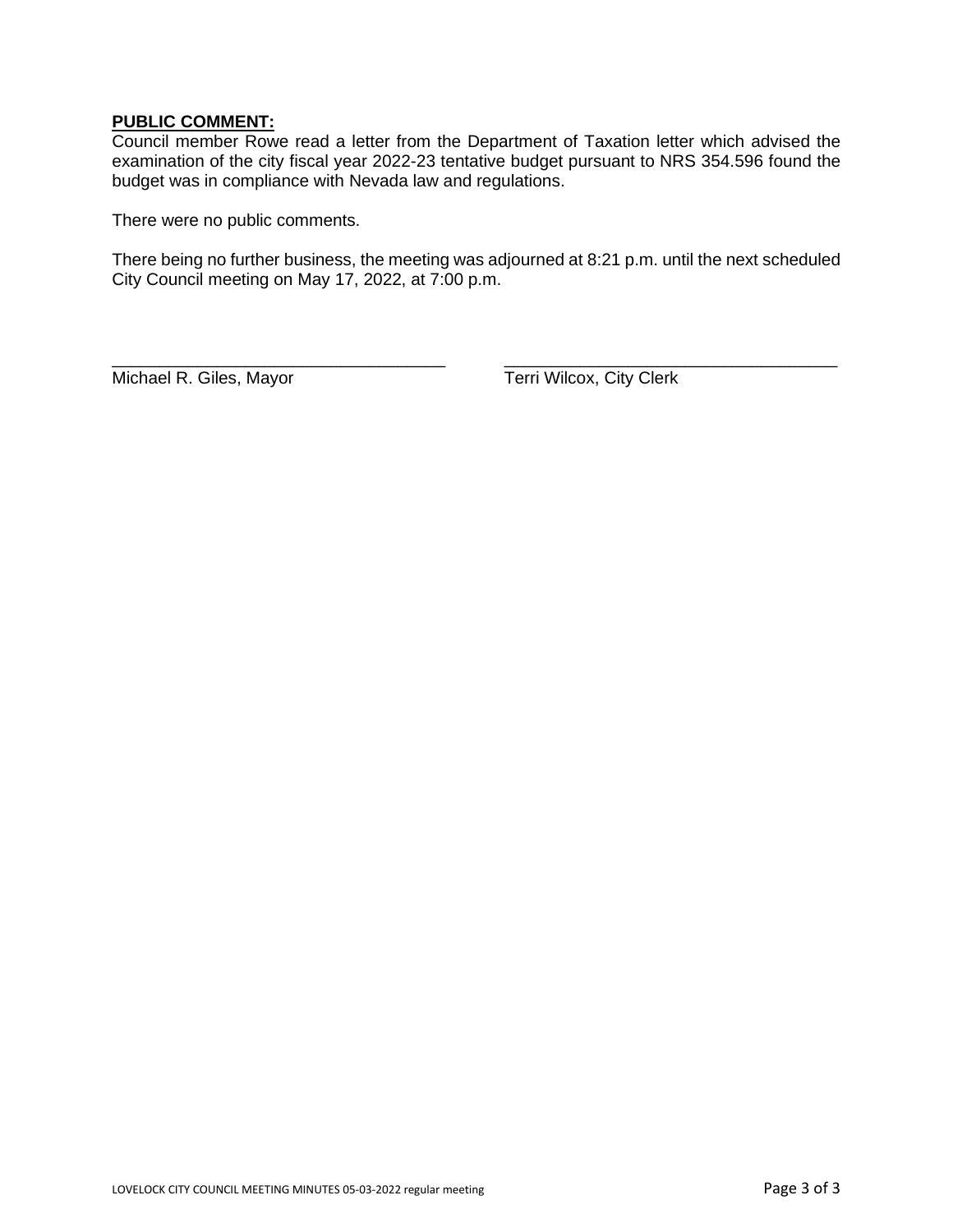**PUBLIC COMMENT:**

Council member Rowe read a letter from the Department of Taxation letter which advised the examination of the city fiscal year 2022-23 tentative budget pursuant to NRS 354.596 found the budget was in compliance with Nevada law and regulations.

There were no public comments.

There being no further business, the meeting was adjourned at 8:21 p.m. until the next scheduled City Council meeting on May 17, 2022, at 7:00 p.m.

_________________________________ _________________________________

Michael R. Giles, Mayor Terri Wilcox, City Clerk